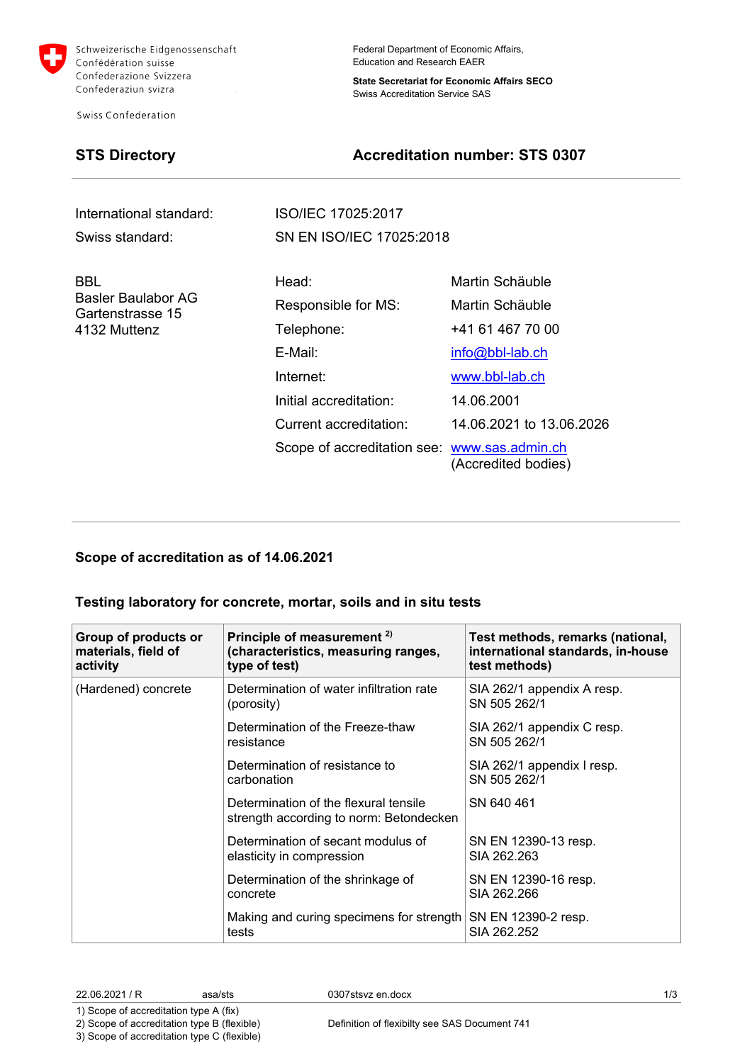Schweizerische Eidgenossenschaft
Confédération suisse
Confederazione Svizzera
Confederaziun svizra

Swiss Confederation

Federal Department of Economic Affairs,
Education and Research EAER

**State Secretariat for Economic Affairs SECO**
Swiss Accreditation Service SAS

## STS Directory

## Accreditation number: STS 0307

| | |
|---|---|
| International standard: | ISO/IEC 17025:2017 |
| Swiss standard: | SN EN ISO/IEC 17025:2018 |

BBL
Basler Baulabor AG
Gartenstrasse 15
4132 Muttenz

| | |
|---|---|
| Head: | Martin Schäuble |
| Responsible for MS: | Martin Schäuble |
| Telephone: | +41 61 467 70 00 |
| E-Mail: | info@bbl-lab.ch |
| Internet: | www.bbl-lab.ch |
| Initial accreditation: | 14.06.2001 |
| Current accreditation: | 14.06.2021 to 13.06.2026 |
| Scope of accreditation see: | www.sas.admin.ch (Accredited bodies) |

### Scope of accreditation as of 14.06.2021

### Testing laboratory for concrete, mortar, soils and in situ tests

| Group of products or materials, field of activity | Principle of measurement [2] (characteristics, measuring ranges, type of test) | Test methods, remarks (national, international standards, in-house test methods) |
|---|---|---|
| (Hardened) concrete | Determination of water infiltration rate (porosity) | SIA 262/1 appendix A resp. SN 505 262/1 |
| | Determination of the Freeze-thaw resistance | SIA 262/1 appendix C resp. SN 505 262/1 |
| | Determination of resistance to carbonation | SIA 262/1 appendix I resp. SN 505 262/1 |
| | Determination of the flexural tensile strength according to norm: Betondecken | SN 640 461 |
| | Determination of secant modulus of elasticity in compression | SN EN 12390-13 resp. SIA 262.263 |
| | Determination of the shrinkage of concrete | SN EN 12390-16 resp. SIA 262.266 |
| | Making and curing specimens for strength tests | SN EN 12390-2 resp. SIA 262.252 |

22.06.2021 / R asa/sts 0307stsvz en.docx

1) Scope of accreditation type A (fix)
2) Scope of accreditation type B (flexible)
3) Scope of accreditation type C (flexible)

Definition of flexibilty see SAS Document 741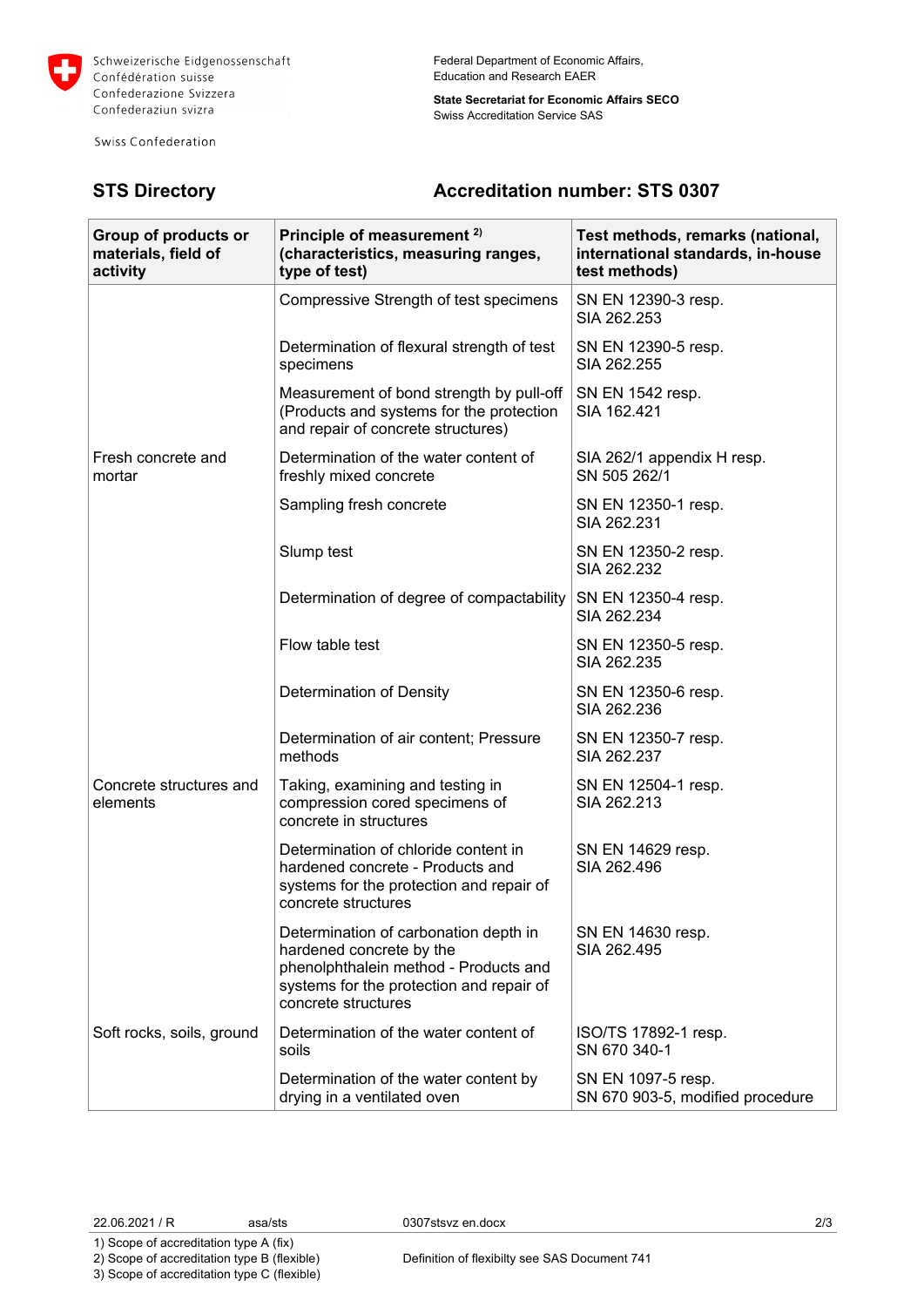Schweizerische Eidgenossenschaft
Confédération suisse
Confederazione Svizzera
Confederaziun svizra

Swiss Confederation

Federal Department of Economic Affairs, Education and Research EAER

**State Secretariat for Economic Affairs SECO**
Swiss Accreditation Service SAS

## STS Directory

## Accreditation number: STS 0307

| Group of products or materials, field of activity | Principle of measurement [2] (characteristics, measuring ranges, type of test) | Test methods, remarks (national, international standards, in-house test methods) |
|---|---|---|
| | Compressive Strength of test specimens | SN EN 12390-3 resp. SIA 262.253 |
| | Determination of flexural strength of test specimens | SN EN 12390-5 resp. SIA 262.255 |
| | Measurement of bond strength by pull-off (Products and systems for the protection and repair of concrete structures) | SN EN 1542 resp. SIA 162.421 |
| Fresh concrete and mortar | Determination of the water content of freshly mixed concrete | SIA 262/1 appendix H resp. SN 505 262/1 |
| | Sampling fresh concrete | SN EN 12350-1 resp. SIA 262.231 |
| | Slump test | SN EN 12350-2 resp. SIA 262.232 |
| | Determination of degree of compactability | SN EN 12350-4 resp. SIA 262.234 |
| | Flow table test | SN EN 12350-5 resp. SIA 262.235 |
| | Determination of Density | SN EN 12350-6 resp. SIA 262.236 |
| | Determination of air content; Pressure methods | SN EN 12350-7 resp. SIA 262.237 |
| Concrete structures and elements | Taking, examining and testing in compression cored specimens of concrete in structures | SN EN 12504-1 resp. SIA 262.213 |
| | Determination of chloride content in hardened concrete - Products and systems for the protection and repair of concrete structures | SN EN 14629 resp. SIA 262.496 |
| | Determination of carbonation depth in hardened concrete by the phenolphthalein method - Products and systems for the protection and repair of concrete structures | SN EN 14630 resp. SIA 262.495 |
| Soft rocks, soils, ground | Determination of the water content of soils | ISO/TS 17892-1 resp. SN 670 340-1 |
| | Determination of the water content by drying in a ventilated oven | SN EN 1097-5 resp. SN 670 903-5, modified procedure |

22.06.2021 / R asa/sts 0307stsvz en.docx

1) Scope of accreditation type A (fix)
2) Scope of accreditation type B (flexible) Definition of flexibilty see SAS Document 741
3) Scope of accreditation type C (flexible)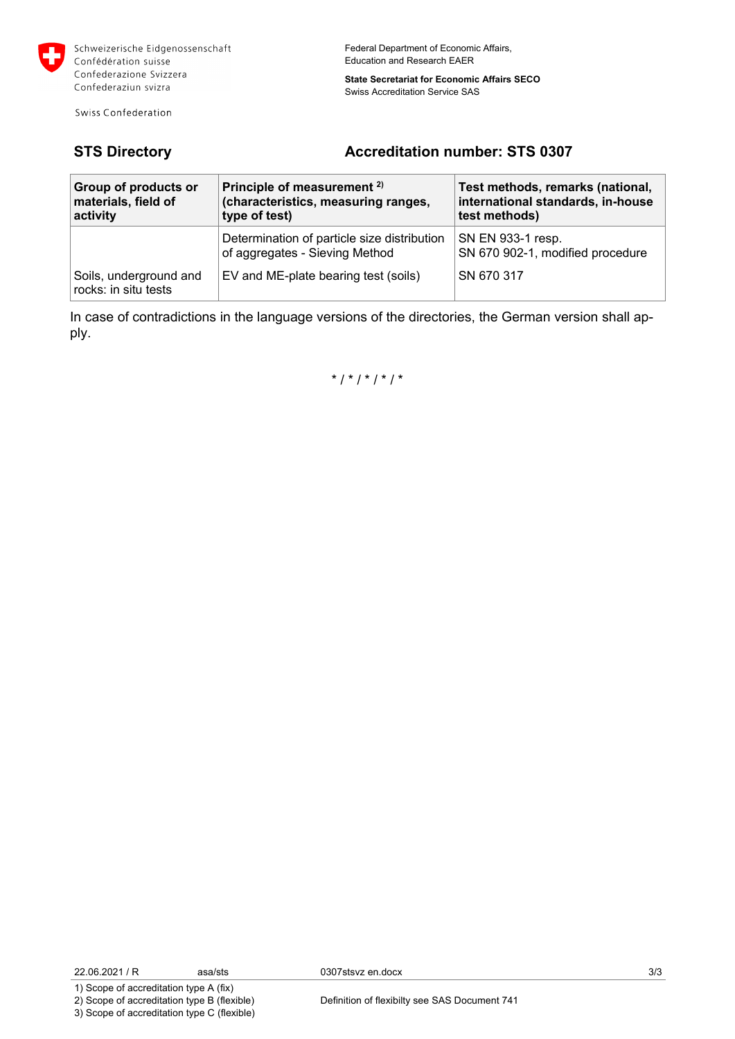## STS Directory

## Accreditation number: STS 0307

| Group of products or materials, field of activity | Principle of measurement [2)] (characteristics, measuring ranges, type of test) | Test methods, remarks (national, international standards, in-house test methods) |
|---|---|---|
| | Determination of particle size distribution of aggregates - Sieving Method | SN EN 933-1 resp. SN 670 902-1, modified procedure |
| Soils, underground and rocks: in situ tests | EV and ME-plate bearing test (soils) | SN 670 317 |

In case of contradictions in the language versions of the directories, the German version shall apply.

* / * / * / * / *

1) Scope of accreditation type A (fix)
2) Scope of accreditation type B (flexible)
3) Scope of accreditation type C (flexible)

Definition of flexibilty see SAS Document 741